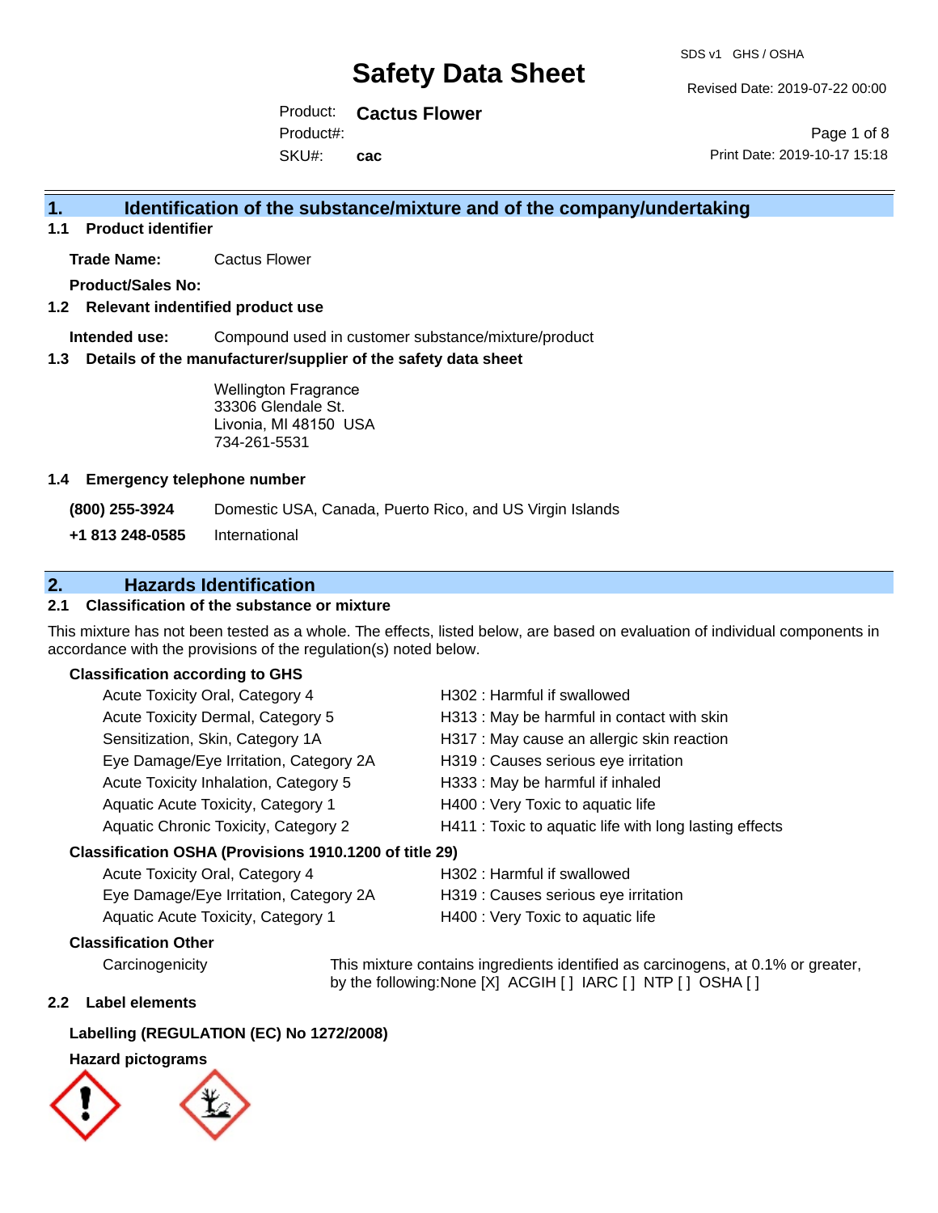# Safety Data Sheet

SDS v1 GHS / OSHA

Revised Date: 2019-07-22 00:00

Product: **Cactus Flower**
Product#:
SKU#: **cac**

Print Date: 2019-10-17 15:18

## 1. Identification of the substance/mixture and of the company/undertaking

### 1.1 Product identifier

**Trade Name:** Cactus Flower

**Product/Sales No:**

### 1.2 Relevant indentified product use

**Intended use:** Compound used in customer substance/mixture/product

### 1.3 Details of the manufacturer/supplier of the safety data sheet

Wellington Fragrance
33306 Glendale St.
Livonia, MI 48150 USA
734-261-5531

### 1.4 Emergency telephone number

**(800) 255-3924** Domestic USA, Canada, Puerto Rico, and US Virgin Islands

**+1 813 248-0585** International

## 2. Hazards Identification

### 2.1 Classification of the substance or mixture

This mixture has not been tested as a whole. The effects, listed below, are based on evaluation of individual components in accordance with the provisions of the regulation(s) noted below.

**Classification according to GHS**

| | |
|---|---|
| Acute Toxicity Oral, Category 4 | H302 : Harmful if swallowed |
| Acute Toxicity Dermal, Category 5 | H313 : May be harmful in contact with skin |
| Sensitization, Skin, Category 1A | H317 : May cause an allergic skin reaction |
| Eye Damage/Eye Irritation, Category 2A | H319 : Causes serious eye irritation |
| Acute Toxicity Inhalation, Category 5 | H333 : May be harmful if inhaled |
| Aquatic Acute Toxicity, Category 1 | H400 : Very Toxic to aquatic life |
| Aquatic Chronic Toxicity, Category 2 | H411 : Toxic to aquatic life with long lasting effects |

**Classification OSHA (Provisions 1910.1200 of title 29)**

| | |
|---|---|
| Acute Toxicity Oral, Category 4 | H302 : Harmful if swallowed |
| Eye Damage/Eye Irritation, Category 2A | H319 : Causes serious eye irritation |
| Aquatic Acute Toxicity, Category 1 | H400 : Very Toxic to aquatic life |

**Classification Other**

Carcinogenicity: This mixture contains ingredients identified as carcinogens, at 0.1% or greater, by the following:None [X] ACGIH [ ] IARC [ ] NTP [ ] OSHA [ ]

### 2.2 Label elements

**Labelling (REGULATION (EC) No 1272/2008)**

**Hazard pictograms**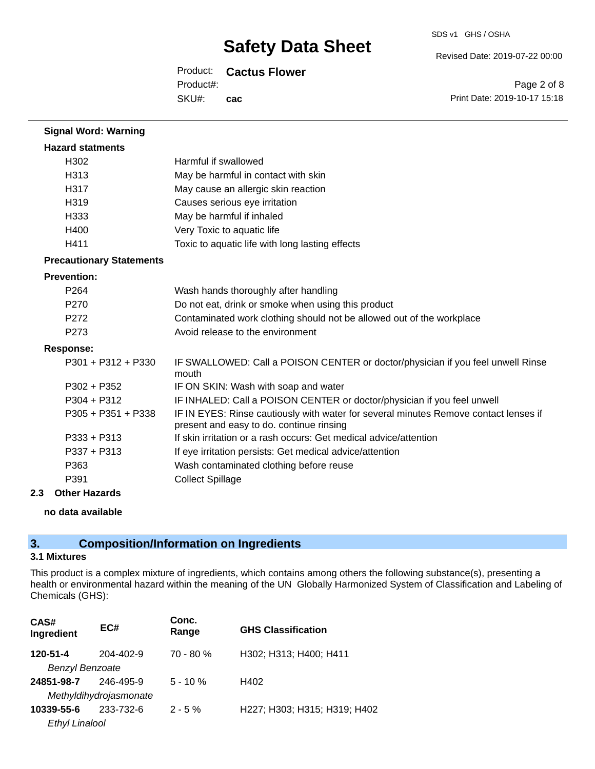**Signal Word: Warning**

**Hazard statments**

| | |
|---|---|
| H302 | Harmful if swallowed |
| H313 | May be harmful in contact with skin |
| H317 | May cause an allergic skin reaction |
| H319 | Causes serious eye irritation |
| H333 | May be harmful if inhaled |
| H400 | Very Toxic to aquatic life |
| H411 | Toxic to aquatic life with long lasting effects |

**Precautionary Statements**

**Prevention:**

| | |
|---|---|
| P264 | Wash hands thoroughly after handling |
| P270 | Do not eat, drink or smoke when using this product |
| P272 | Contaminated work clothing should not be allowed out of the workplace |
| P273 | Avoid release to the environment |

**Response:**

| | |
|---|---|
| P301 + P312 + P330 | IF SWALLOWED: Call a POISON CENTER or doctor/physician if you feel unwell Rinse mouth |
| P302 + P352 | IF ON SKIN: Wash with soap and water |
| P304 + P312 | IF INHALED: Call a POISON CENTER or doctor/physician if you feel unwell |
| P305 + P351 + P338 | IF IN EYES: Rinse cautiously with water for several minutes Remove contact lenses if present and easy to do. continue rinsing |
| P333 + P313 | If skin irritation or a rash occurs: Get medical advice/attention |
| P337 + P313 | If eye irritation persists: Get medical advice/attention |
| P363 | Wash contaminated clothing before reuse |
| P391 | Collect Spillage |

**2.3 Other Hazards**

**no data available**

## 3. Composition/Information on Ingredients

### 3.1 Mixtures

This product is a complex mixture of ingredients, which contains among others the following substance(s), presenting a health or environmental hazard within the meaning of the UN Globally Harmonized System of Classification and Labeling of Chemicals (GHS):

| CAS# Ingredient | EC# | Conc. Range | GHS Classification |
|---|---|---|---|
| **120-51-4** *Benzyl Benzoate* | 204-402-9 | 70 - 80 % | H302; H313; H400; H411 |
| **24851-98-7** *Methyldihydrojasmonate* | 246-495-9 | 5 - 10 % | H402 |
| **10339-55-6** *Ethyl Linalool* | 233-732-6 | 2 - 5 % | H227; H303; H315; H319; H402 |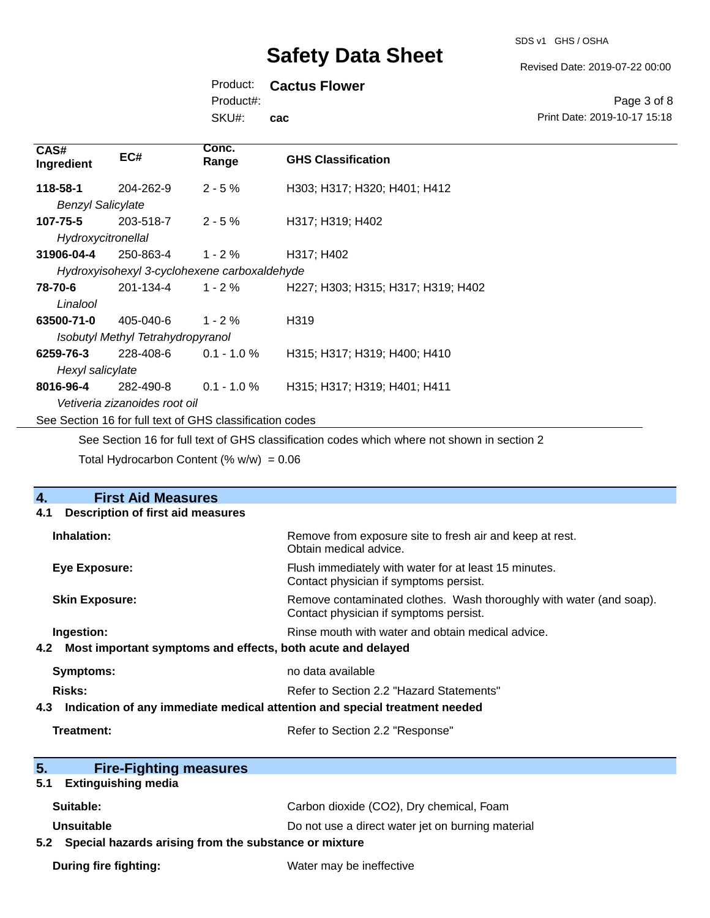| CAS# Ingredient | EC# | Conc. Range | GHS Classification |
|---|---|---|---|
| **118-58-1** | 204-262-9 | 2 - 5 % | H303; H317; H320; H401; H412 |
| *Benzyl Salicylate* | | | |
| **107-75-5** | 203-518-7 | 2 - 5 % | H317; H319; H402 |
| *Hydroxycitronellal* | | | |
| **31906-04-4** | 250-863-4 | 1 - 2 % | H317; H402 |
| *Hydroxyisohexyl 3-cyclohexene carboxaldehyde* | | | |
| **78-70-6** | 201-134-4 | 1 - 2 % | H227; H303; H315; H317; H319; H402 |
| *Linalool* | | | |
| **63500-71-0** | 405-040-6 | 1 - 2 % | H319 |
| *Isobutyl Methyl Tetrahydropyranol* | | | |
| **6259-76-3** | 228-408-6 | 0.1 - 1.0 % | H315; H317; H319; H400; H410 |
| *Hexyl salicylate* | | | |
| **8016-96-4** | 282-490-8 | 0.1 - 1.0 % | H315; H317; H319; H401; H411 |
| *Vetiveria zizanoides root oil* | | | |

See Section 16 for full text of GHS classification codes

See Section 16 for full text of GHS classification codes which where not shown in section 2

Total Hydrocarbon Content (% w/w) = 0.06

## 4. First Aid Measures

### 4.1 Description of first aid measures

**Inhalation:** Remove from exposure site to fresh air and keep at rest. Obtain medical advice.

**Eye Exposure:** Flush immediately with water for at least 15 minutes. Contact physician if symptoms persist.

**Skin Exposure:** Remove contaminated clothes. Wash thoroughly with water (and soap). Contact physician if symptoms persist.

**Ingestion:** Rinse mouth with water and obtain medical advice.

### 4.2 Most important symptoms and effects, both acute and delayed

**Symptoms:** no data available

**Risks:** Refer to Section 2.2 "Hazard Statements"

### 4.3 Indication of any immediate medical attention and special treatment needed

**Treatment:** Refer to Section 2.2 "Response"

## 5. Fire-Fighting measures

### 5.1 Extinguishing media

**Suitable:** Carbon dioxide ($CO_2$), Dry chemical, Foam

**Unsuitable** Do not use a direct water jet on burning material

### 5.2 Special hazards arising from the substance or mixture

**During fire fighting:** Water may be ineffective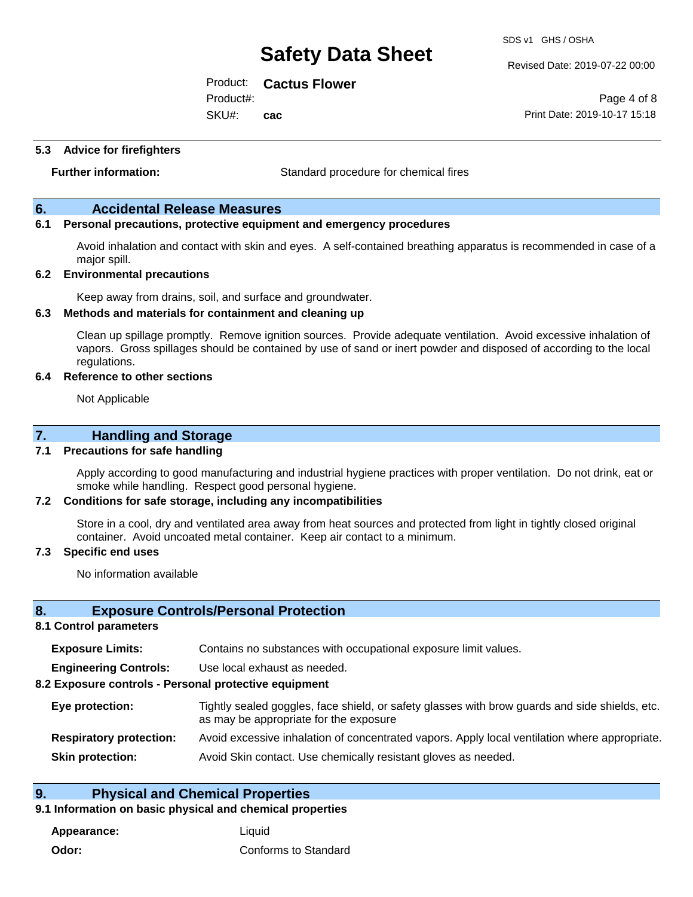### 5.3 Advice for firefighters

**Further information:** Standard procedure for chemical fires

## 6. Accidental Release Measures

### 6.1 Personal precautions, protective equipment and emergency procedures

Avoid inhalation and contact with skin and eyes. A self-contained breathing apparatus is recommended in case of a major spill.

### 6.2 Environmental precautions

Keep away from drains, soil, and surface and groundwater.

### 6.3 Methods and materials for containment and cleaning up

Clean up spillage promptly. Remove ignition sources. Provide adequate ventilation. Avoid excessive inhalation of vapors. Gross spillages should be contained by use of sand or inert powder and disposed of according to the local regulations.

### 6.4 Reference to other sections

Not Applicable

## 7. Handling and Storage

### 7.1 Precautions for safe handling

Apply according to good manufacturing and industrial hygiene practices with proper ventilation. Do not drink, eat or smoke while handling. Respect good personal hygiene.

### 7.2 Conditions for safe storage, including any incompatibilities

Store in a cool, dry and ventilated area away from heat sources and protected from light in tightly closed original container. Avoid uncoated metal container. Keep air contact to a minimum.

### 7.3 Specific end uses

No information available

## 8. Exposure Controls/Personal Protection

### 8.1 Control parameters

**Exposure Limits:** Contains no substances with occupational exposure limit values.

**Engineering Controls:** Use local exhaust as needed.

### 8.2 Exposure controls - Personal protective equipment

**Eye protection:** Tightly sealed goggles, face shield, or safety glasses with brow guards and side shields, etc. as may be appropriate for the exposure

**Respiratory protection:** Avoid excessive inhalation of concentrated vapors. Apply local ventilation where appropriate.

**Skin protection:** Avoid Skin contact. Use chemically resistant gloves as needed.

## 9. Physical and Chemical Properties

### 9.1 Information on basic physical and chemical properties

**Appearance:** Liquid

**Odor:** Conforms to Standard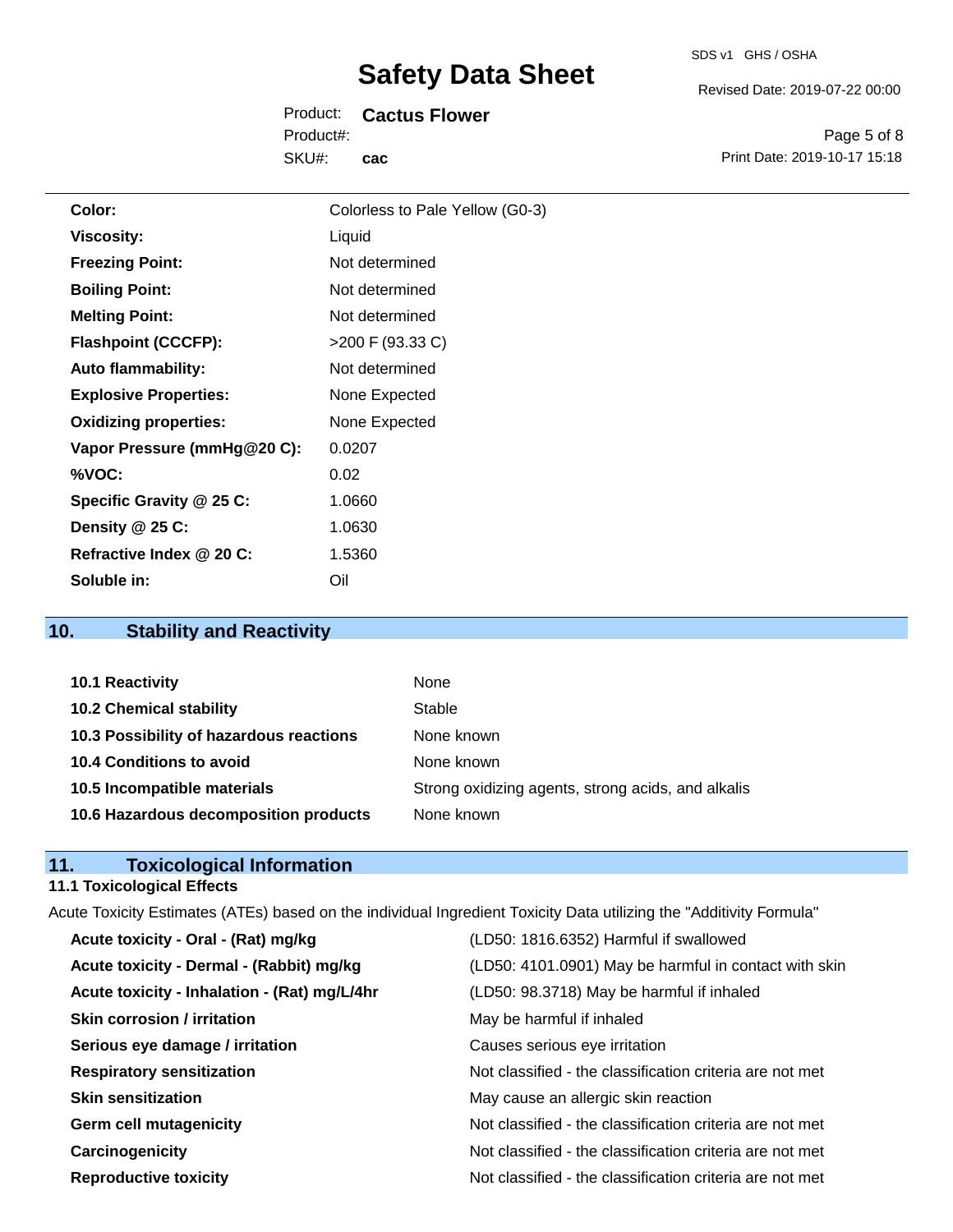| | |
|---|---|
| **Color:** | Colorless to Pale Yellow (G0-3) |
| **Viscosity:** | Liquid |
| **Freezing Point:** | Not determined |
| **Boiling Point:** | Not determined |
| **Melting Point:** | Not determined |
| **Flashpoint (CCCFP):** | >200 F (93.33 C) |
| **Auto flammability:** | Not determined |
| **Explosive Properties:** | None Expected |
| **Oxidizing properties:** | None Expected |
| **Vapor Pressure (mmHg@20 C):** | 0.0207 |
| **%VOC:** | 0.02 |
| **Specific Gravity @ 25 C:** | 1.0660 |
| **Density @ 25 C:** | 1.0630 |
| **Refractive Index @ 20 C:** | 1.5360 |
| **Soluble in:** | Oil |

## 10. Stability and Reactivity

| | |
|---|---|
| **10.1 Reactivity** | None |
| **10.2 Chemical stability** | Stable |
| **10.3 Possibility of hazardous reactions** | None known |
| **10.4 Conditions to avoid** | None known |
| **10.5 Incompatible materials** | Strong oxidizing agents, strong acids, and alkalis |
| **10.6 Hazardous decomposition products** | None known |

## 11. Toxicological Information

### 11.1 Toxicological Effects

Acute Toxicity Estimates (ATEs) based on the individual Ingredient Toxicity Data utilizing the "Additivity Formula"

| | |
|---|---|
| **Acute toxicity - Oral - (Rat) mg/kg** | (LD50: 1816.6352) Harmful if swallowed |
| **Acute toxicity - Dermal - (Rabbit) mg/kg** | (LD50: 4101.0901) May be harmful in contact with skin |
| **Acute toxicity - Inhalation - (Rat) mg/L/4hr** | (LD50: 98.3718) May be harmful if inhaled |
| **Skin corrosion / irritation** | May be harmful if inhaled |
| **Serious eye damage / irritation** | Causes serious eye irritation |
| **Respiratory sensitization** | Not classified - the classification criteria are not met |
| **Skin sensitization** | May cause an allergic skin reaction |
| **Germ cell mutagenicity** | Not classified - the classification criteria are not met |
| **Carcinogenicity** | Not classified - the classification criteria are not met |
| **Reproductive toxicity** | Not classified - the classification criteria are not met |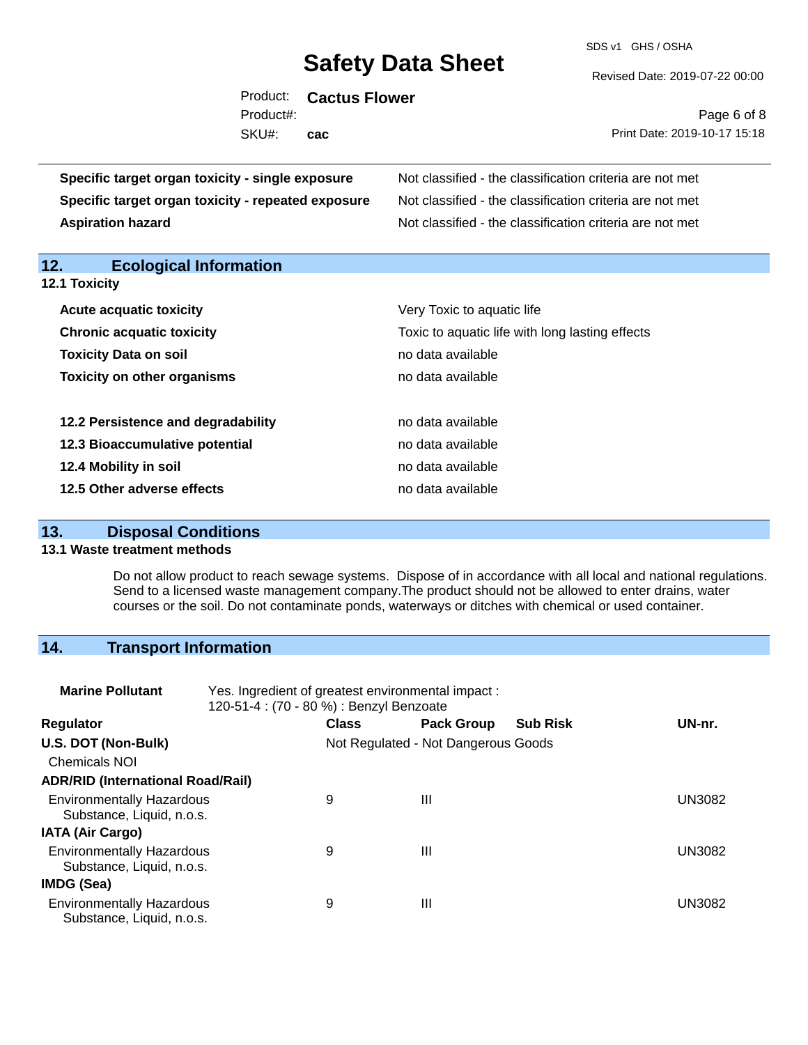| | |
|---|---|
| **Specific target organ toxicity - single exposure** | Not classified - the classification criteria are not met |
| **Specific target organ toxicity - repeated exposure** | Not classified - the classification criteria are not met |
| **Aspiration hazard** | Not classified - the classification criteria are not met |

## 12. Ecological Information

### 12.1 Toxicity

| | |
|---|---|
| **Acute acquatic toxicity** | Very Toxic to aquatic life |
| **Chronic acquatic toxicity** | Toxic to aquatic life with long lasting effects |
| **Toxicity Data on soil** | no data available |
| **Toxicity on other organisms** | no data available |

| | |
|---|---|
| **12.2 Persistence and degradability** | no data available |
| **12.3 Bioaccumulative potential** | no data available |
| **12.4 Mobility in soil** | no data available |
| **12.5 Other adverse effects** | no data available |

## 13. Disposal Conditions

### 13.1 Waste treatment methods

Do not allow product to reach sewage systems. Dispose of in accordance with all local and national regulations. Send to a licensed waste management company.The product should not be allowed to enter drains, water courses or the soil. Do not contaminate ponds, waterways or ditches with chemical or used container.

## 14. Transport Information

**Marine Pollutant** Yes. Ingredient of greatest environmental impact : 120-51-4 : (70 - 80 %) : Benzyl Benzoate

| Regulator | Class | Pack Group | Sub Risk | UN-nr. |
|---|---|---|---|---|
| **U.S. DOT (Non-Bulk)** | Not Regulated - Not Dangerous Goods | | | |
| Chemicals NOI | | | | |
| **ADR/RID (International Road/Rail)** | | | | |
| Environmentally Hazardous Substance, Liquid, n.o.s. | 9 | III | | UN3082 |
| **IATA (Air Cargo)** | | | | |
| Environmentally Hazardous Substance, Liquid, n.o.s. | 9 | III | | UN3082 |
| **IMDG (Sea)** | | | | |
| Environmentally Hazardous Substance, Liquid, n.o.s. | 9 | III | | UN3082 |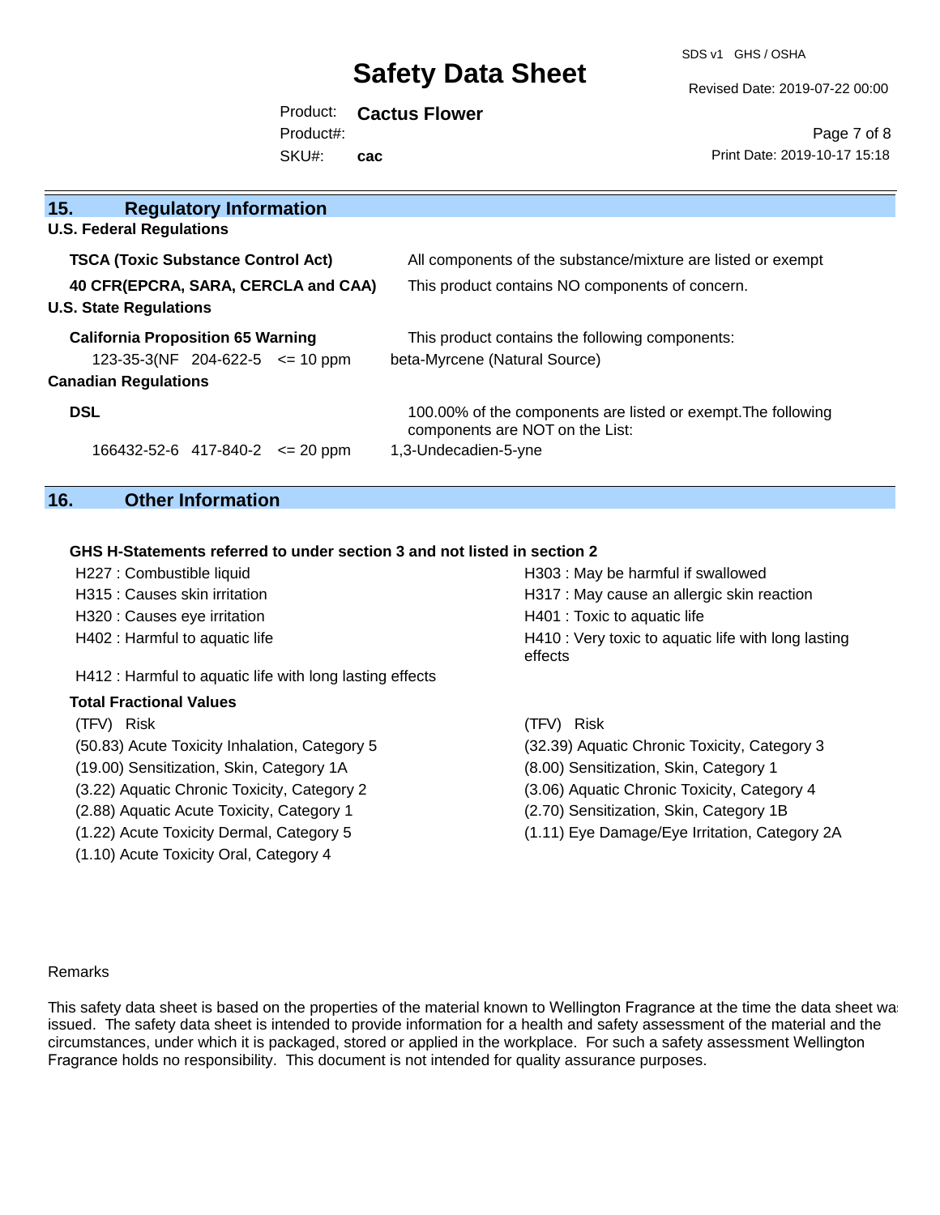## 15. Regulatory Information

**U.S. Federal Regulations**

| | |
|---|---|
| **TSCA (Toxic Substance Control Act)** | All components of the substance/mixture are listed or exempt |
| **40 CFR(EPCRA, SARA, CERCLA and CAA)** | This product contains NO components of concern. |

**U.S. State Regulations**

**California Proposition 65 Warning** — This product contains the following components:

| | | | |
|---|---|---|---|
| 123-35-3(NF | 204-622-5 | <= 10 ppm | beta-Myrcene (Natural Source) |

**Canadian Regulations**

**DSL** — 100.00% of the components are listed or exempt.The following components are NOT on the List:

| | | | |
|---|---|---|---|
| 166432-52-6 | 417-840-2 | <= 20 ppm | 1,3-Undecadien-5-yne |

## 16. Other Information

**GHS H-Statements referred to under section 3 and not listed in section 2**

H227 : Combustible liquid
H303 : May be harmful if swallowed
H315 : Causes skin irritation
H317 : May cause an allergic skin reaction
H320 : Causes eye irritation
H401 : Toxic to aquatic life
H402 : Harmful to aquatic life
H410 : Very toxic to aquatic life with long lasting effects
H412 : Harmful to aquatic life with long lasting effects

**Total Fractional Values**

| (TFV) Risk | (TFV) Risk |
|---|---|
| (50.83) Acute Toxicity Inhalation, Category 5 | (32.39) Aquatic Chronic Toxicity, Category 3 |
| (19.00) Sensitization, Skin, Category 1A | (8.00) Sensitization, Skin, Category 1 |
| (3.22) Aquatic Chronic Toxicity, Category 2 | (3.06) Aquatic Chronic Toxicity, Category 4 |
| (2.88) Aquatic Acute Toxicity, Category 1 | (2.70) Sensitization, Skin, Category 1B |
| (1.22) Acute Toxicity Dermal, Category 5 | (1.11) Eye Damage/Eye Irritation, Category 2A |
| (1.10) Acute Toxicity Oral, Category 4 | |

Remarks

This safety data sheet is based on the properties of the material known to Wellington Fragrance at the time the data sheet was issued. The safety data sheet is intended to provide information for a health and safety assessment of the material and the circumstances, under which it is packaged, stored or applied in the workplace. For such a safety assessment Wellington Fragrance holds no responsibility. This document is not intended for quality assurance purposes.